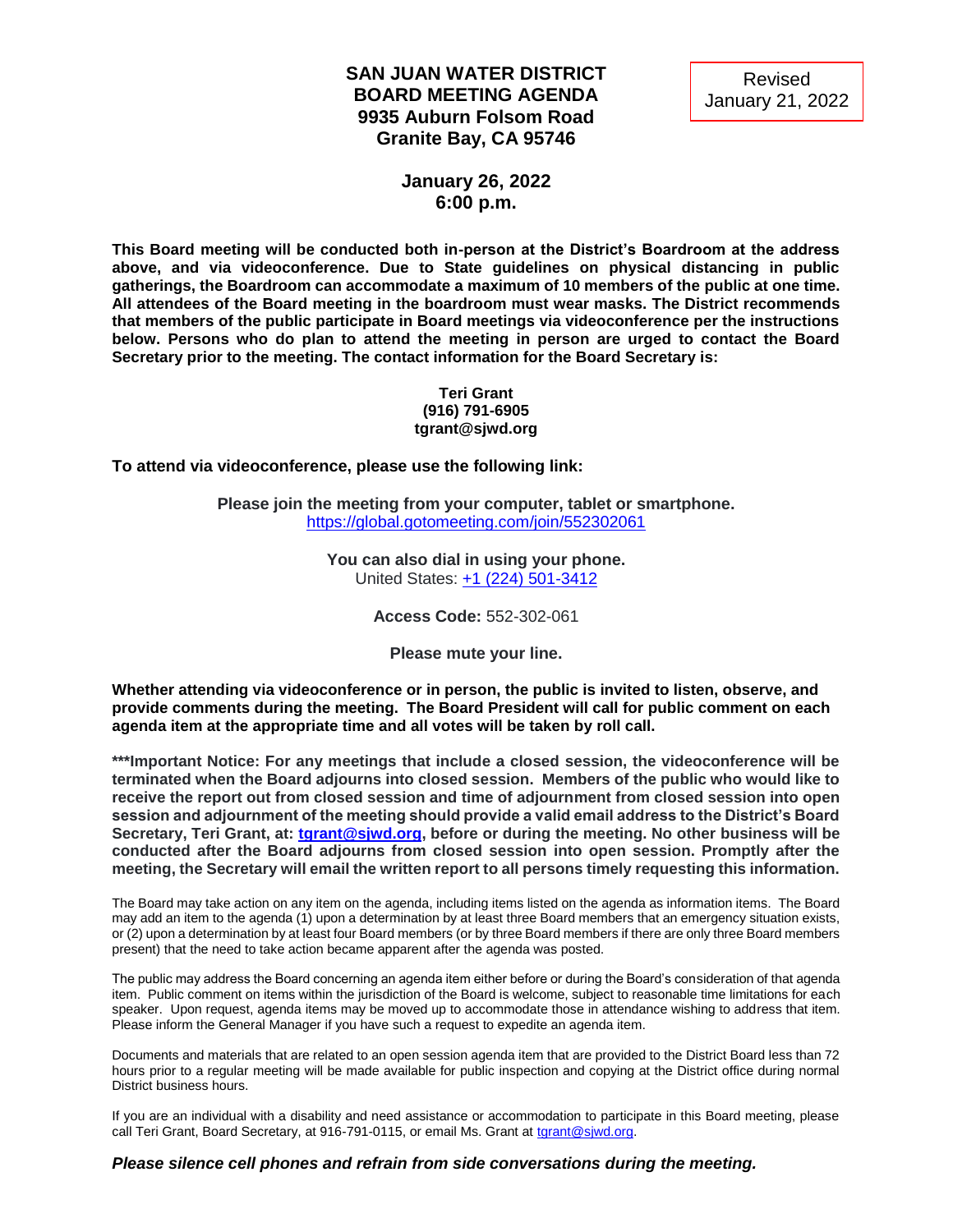Revised
January 21, 2022

# SAN JUAN WATER DISTRICT
# BOARD MEETING AGENDA
## 9935 Auburn Folsom Road
## Granite Bay, CA 95746

**January 26, 2022**
**6:00 p.m.**

**This Board meeting will be conducted both in-person at the District's Boardroom at the address above, and via videoconference. Due to State guidelines on physical distancing in public gatherings, the Boardroom can accommodate a maximum of 10 members of the public at one time. All attendees of the Board meeting in the boardroom must wear masks. The District recommends that members of the public participate in Board meetings via videoconference per the instructions below. Persons who do plan to attend the meeting in person are urged to contact the Board Secretary prior to the meeting. The contact information for the Board Secretary is:**

**Teri Grant**
**(916) 791-6905**
**tgrant@sjwd.org**

**To attend via videoconference, please use the following link:**

**Please join the meeting from your computer, tablet or smartphone.**
https://global.gotomeeting.com/join/552302061

**You can also dial in using your phone.**
United States: +1 (224) 501-3412

**Access Code:** 552-302-061

**Please mute your line.**

**Whether attending via videoconference or in person, the public is invited to listen, observe, and provide comments during the meeting. The Board President will call for public comment on each agenda item at the appropriate time and all votes will be taken by roll call.**

**\*\*\*Important Notice: For any meetings that include a closed session, the videoconference will be terminated when the Board adjourns into closed session. Members of the public who would like to receive the report out from closed session and time of adjournment from closed session into open session and adjournment of the meeting should provide a valid email address to the District's Board Secretary, Teri Grant, at: tgrant@sjwd.org, before or during the meeting. No other business will be conducted after the Board adjourns from closed session into open session. Promptly after the meeting, the Secretary will email the written report to all persons timely requesting this information.**

The Board may take action on any item on the agenda, including items listed on the agenda as information items. The Board may add an item to the agenda (1) upon a determination by at least three Board members that an emergency situation exists, or (2) upon a determination by at least four Board members (or by three Board members if there are only three Board members present) that the need to take action became apparent after the agenda was posted.

The public may address the Board concerning an agenda item either before or during the Board's consideration of that agenda item. Public comment on items within the jurisdiction of the Board is welcome, subject to reasonable time limitations for each speaker. Upon request, agenda items may be moved up to accommodate those in attendance wishing to address that item. Please inform the General Manager if you have such a request to expedite an agenda item.

Documents and materials that are related to an open session agenda item that are provided to the District Board less than 72 hours prior to a regular meeting will be made available for public inspection and copying at the District office during normal District business hours.

If you are an individual with a disability and need assistance or accommodation to participate in this Board meeting, please call Teri Grant, Board Secretary, at 916-791-0115, or email Ms. Grant at tgrant@sjwd.org.

***Please silence cell phones and refrain from side conversations during the meeting.***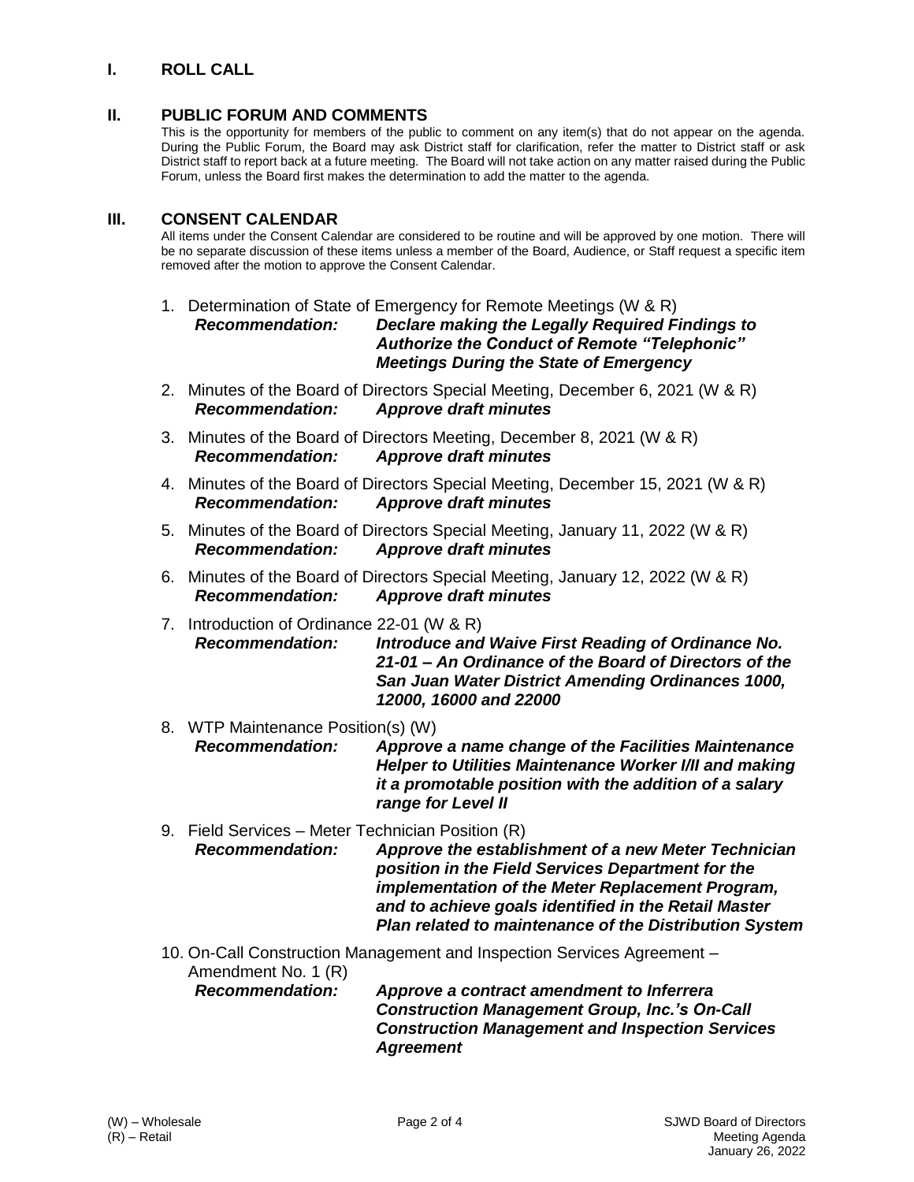## I. ROLL CALL

## II. PUBLIC FORUM AND COMMENTS

This is the opportunity for members of the public to comment on any item(s) that do not appear on the agenda. During the Public Forum, the Board may ask District staff for clarification, refer the matter to District staff or ask District staff to report back at a future meeting. The Board will not take action on any matter raised during the Public Forum, unless the Board first makes the determination to add the matter to the agenda.

## III. CONSENT CALENDAR

All items under the Consent Calendar are considered to be routine and will be approved by one motion. There will be no separate discussion of these items unless a member of the Board, Audience, or Staff request a specific item removed after the motion to approve the Consent Calendar.

1. Determination of State of Emergency for Remote Meetings (W & R)
   ***Recommendation:*** ***Declare making the Legally Required Findings to Authorize the Conduct of Remote "Telephonic" Meetings During the State of Emergency***

2. Minutes of the Board of Directors Special Meeting, December 6, 2021 (W & R)
   ***Recommendation:*** ***Approve draft minutes***

3. Minutes of the Board of Directors Meeting, December 8, 2021 (W & R)
   ***Recommendation:*** ***Approve draft minutes***

4. Minutes of the Board of Directors Special Meeting, December 15, 2021 (W & R)
   ***Recommendation:*** ***Approve draft minutes***

5. Minutes of the Board of Directors Special Meeting, January 11, 2022 (W & R)
   ***Recommendation:*** ***Approve draft minutes***

6. Minutes of the Board of Directors Special Meeting, January 12, 2022 (W & R)
   ***Recommendation:*** ***Approve draft minutes***

7. Introduction of Ordinance 22-01 (W & R)
   ***Recommendation:*** ***Introduce and Waive First Reading of Ordinance No. 21-01 – An Ordinance of the Board of Directors of the San Juan Water District Amending Ordinances 1000, 12000, 16000 and 22000***

8. WTP Maintenance Position(s) (W)
   ***Recommendation:*** ***Approve a name change of the Facilities Maintenance Helper to Utilities Maintenance Worker I/II and making it a promotable position with the addition of a salary range for Level II***

9. Field Services – Meter Technician Position (R)
   ***Recommendation:*** ***Approve the establishment of a new Meter Technician position in the Field Services Department for the implementation of the Meter Replacement Program, and to achieve goals identified in the Retail Master Plan related to maintenance of the Distribution System***

10. On-Call Construction Management and Inspection Services Agreement – Amendment No. 1 (R)
    ***Recommendation:*** ***Approve a contract amendment to Inferrera Construction Management Group, Inc.'s On-Call Construction Management and Inspection Services Agreement***

(W) – Wholesale
(R) – Retail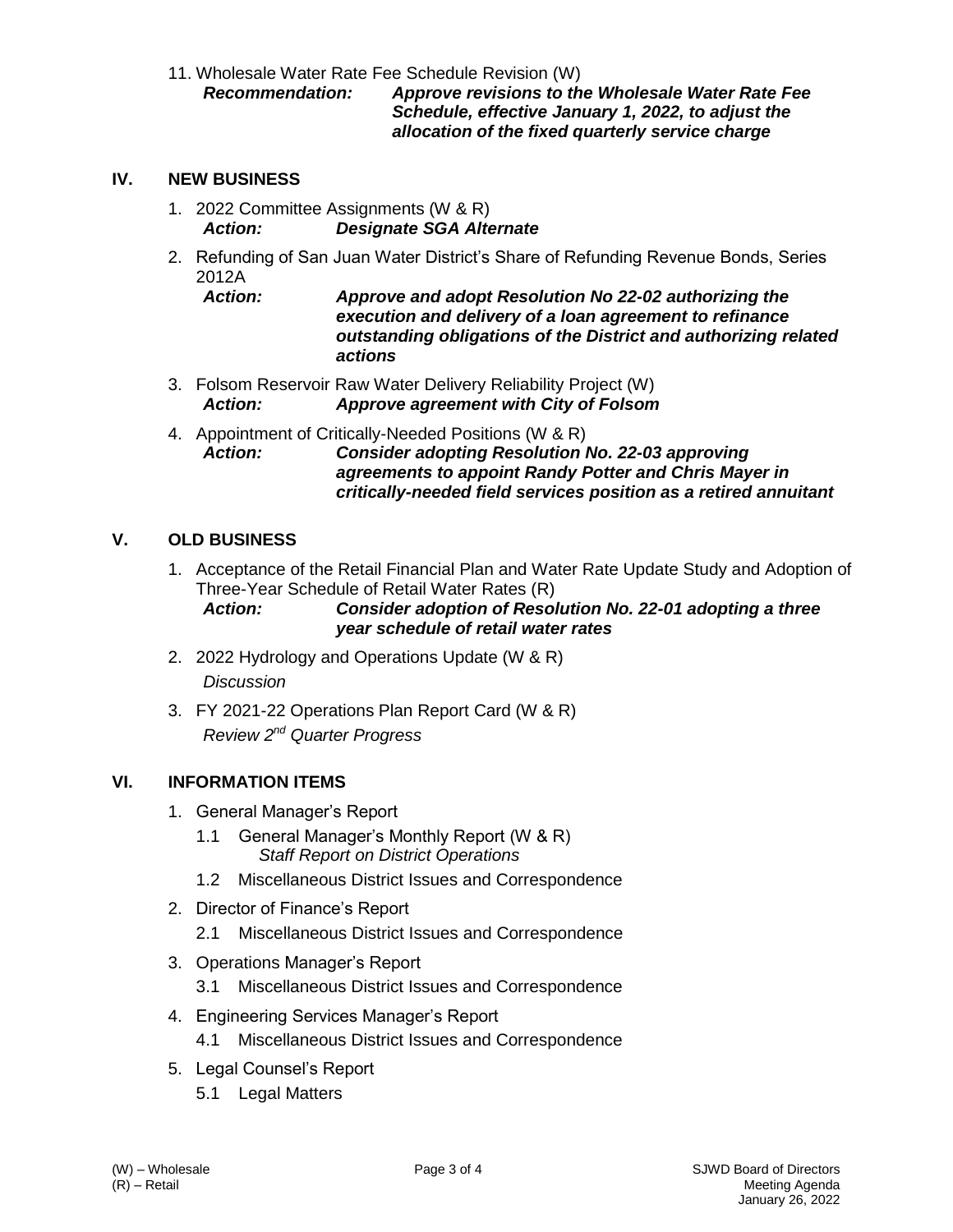11. Wholesale Water Rate Fee Schedule Revision (W)
    *Recommendation:* ***Approve revisions to the Wholesale Water Rate Fee Schedule, effective January 1, 2022, to adjust the allocation of the fixed quarterly service charge***

## IV. NEW BUSINESS

1. 2022 Committee Assignments (W & R)
   ***Action:*** ***Designate SGA Alternate***
2. Refunding of San Juan Water District's Share of Refunding Revenue Bonds, Series 2012A
   ***Action:*** ***Approve and adopt Resolution No 22-02 authorizing the execution and delivery of a loan agreement to refinance outstanding obligations of the District and authorizing related actions***
3. Folsom Reservoir Raw Water Delivery Reliability Project (W)
   ***Action:*** ***Approve agreement with City of Folsom***
4. Appointment of Critically-Needed Positions (W & R)
   ***Action:*** ***Consider adopting Resolution No. 22-03 approving agreements to appoint Randy Potter and Chris Mayer in critically-needed field services position as a retired annuitant***

## V. OLD BUSINESS

1. Acceptance of the Retail Financial Plan and Water Rate Update Study and Adoption of Three-Year Schedule of Retail Water Rates (R)
   ***Action:*** ***Consider adoption of Resolution No. 22-01 adopting a three year schedule of retail water rates***
2. 2022 Hydrology and Operations Update (W & R)
   *Discussion*
3. FY 2021-22 Operations Plan Report Card (W & R)
   *Review 2nd Quarter Progress*

## VI. INFORMATION ITEMS

1. General Manager's Report
   - 1.1 General Manager's Monthly Report (W & R)
     *Staff Report on District Operations*
   - 1.2 Miscellaneous District Issues and Correspondence
2. Director of Finance's Report
   - 2.1 Miscellaneous District Issues and Correspondence
3. Operations Manager's Report
   - 3.1 Miscellaneous District Issues and Correspondence
4. Engineering Services Manager's Report
   - 4.1 Miscellaneous District Issues and Correspondence
5. Legal Counsel's Report
   - 5.1 Legal Matters

(W) – Wholesale
(R) – Retail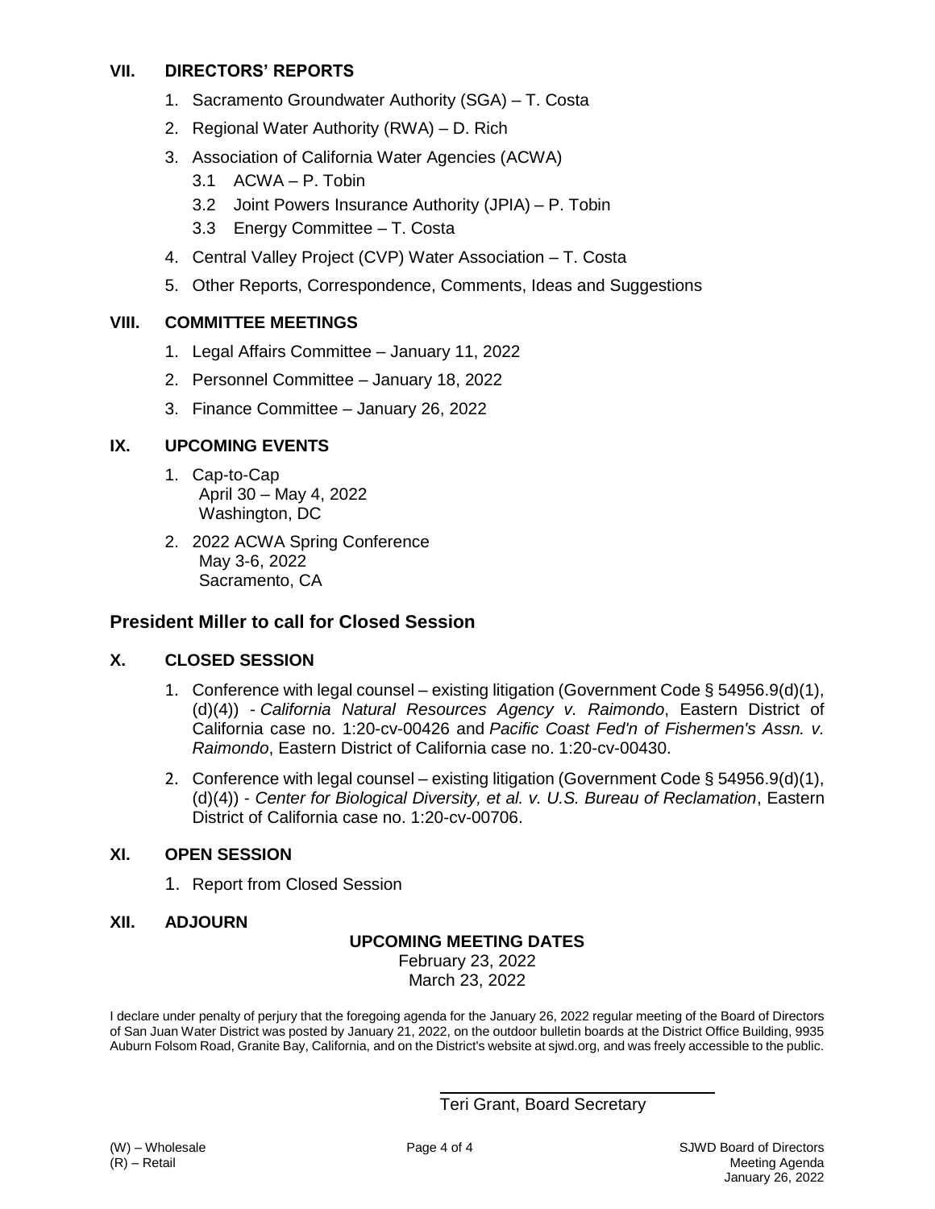## VII. DIRECTORS' REPORTS

1. Sacramento Groundwater Authority (SGA) – T. Costa
2. Regional Water Authority (RWA) – D. Rich
3. Association of California Water Agencies (ACWA)
   - 3.1 ACWA – P. Tobin
   - 3.2 Joint Powers Insurance Authority (JPIA) – P. Tobin
   - 3.3 Energy Committee – T. Costa
4. Central Valley Project (CVP) Water Association – T. Costa
5. Other Reports, Correspondence, Comments, Ideas and Suggestions

## VIII. COMMITTEE MEETINGS

1. Legal Affairs Committee – January 11, 2022
2. Personnel Committee – January 18, 2022
3. Finance Committee – January 26, 2022

## IX. UPCOMING EVENTS

1. Cap-to-Cap
   April 30 – May 4, 2022
   Washington, DC
2. 2022 ACWA Spring Conference
   May 3-6, 2022
   Sacramento, CA

## President Miller to call for Closed Session

## X. CLOSED SESSION

1. Conference with legal counsel – existing litigation (Government Code § 54956.9(d)(1), (d)(4)) - *California Natural Resources Agency v. Raimondo*, Eastern District of California case no. 1:20-cv-00426 and *Pacific Coast Fed'n of Fishermen's Assn. v. Raimondo*, Eastern District of California case no. 1:20-cv-00430.
2. Conference with legal counsel – existing litigation (Government Code § 54956.9(d)(1), (d)(4)) - *Center for Biological Diversity, et al. v. U.S. Bureau of Reclamation*, Eastern District of California case no. 1:20-cv-00706.

## XI. OPEN SESSION

1. Report from Closed Session

## XII. ADJOURN

**UPCOMING MEETING DATES**

February 23, 2022
March 23, 2022

I declare under penalty of perjury that the foregoing agenda for the January 26, 2022 regular meeting of the Board of Directors of San Juan Water District was posted by January 21, 2022, on the outdoor bulletin boards at the District Office Building, 9935 Auburn Folsom Road, Granite Bay, California, and on the District's website at sjwd.org, and was freely accessible to the public.

Teri Grant, Board Secretary

(W) – Wholesale
(R) – Retail